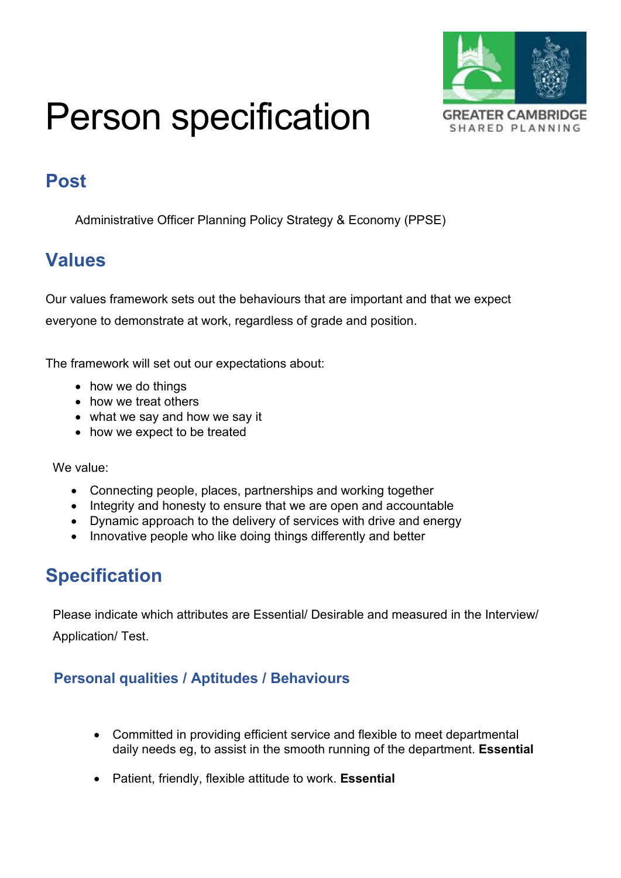# Person specification

GREATER CAMBRIDGE
SHARED PLANNING

## Post

Administrative Officer Planning Policy Strategy & Economy (PPSE)

## Values

Our values framework sets out the behaviours that are important and that we expect everyone to demonstrate at work, regardless of grade and position.

The framework will set out our expectations about:

- how we do things
- how we treat others
- what we say and how we say it
- how we expect to be treated

We value:

- Connecting people, places, partnerships and working together
- Integrity and honesty to ensure that we are open and accountable
- Dynamic approach to the delivery of services with drive and energy
- Innovative people who like doing things differently and better

## Specification

Please indicate which attributes are Essential/ Desirable and measured in the Interview/ Application/ Test.

### Personal qualities / Aptitudes / Behaviours

- Committed in providing efficient service and flexible to meet departmental daily needs eg, to assist in the smooth running of the department. **Essential**
- Patient, friendly, flexible attitude to work. **Essential**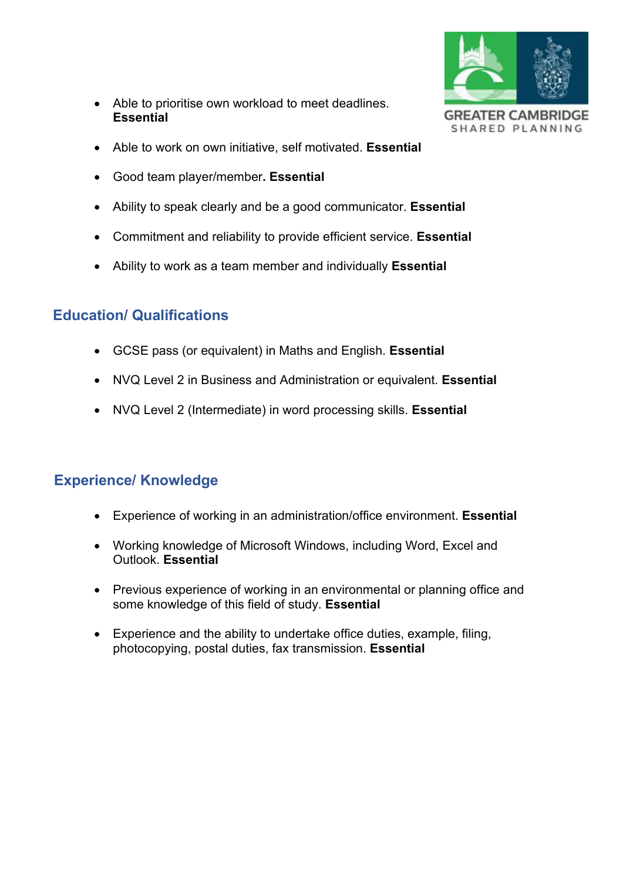- Able to prioritise own workload to meet deadlines. **Essential**
- Able to work on own initiative, self motivated. **Essential**
- Good team player/member**. Essential**
- Ability to speak clearly and be a good communicator. **Essential**
- Commitment and reliability to provide efficient service. **Essential**
- Ability to work as a team member and individually **Essential**

## Education/ Qualifications

- GCSE pass (or equivalent) in Maths and English. **Essential**
- NVQ Level 2 in Business and Administration or equivalent. **Essential**
- NVQ Level 2 (Intermediate) in word processing skills. **Essential**

## Experience/ Knowledge

- Experience of working in an administration/office environment. **Essential**
- Working knowledge of Microsoft Windows, including Word, Excel and Outlook. **Essential**
- Previous experience of working in an environmental or planning office and some knowledge of this field of study. **Essential**
- Experience and the ability to undertake office duties, example, filing, photocopying, postal duties, fax transmission. **Essential**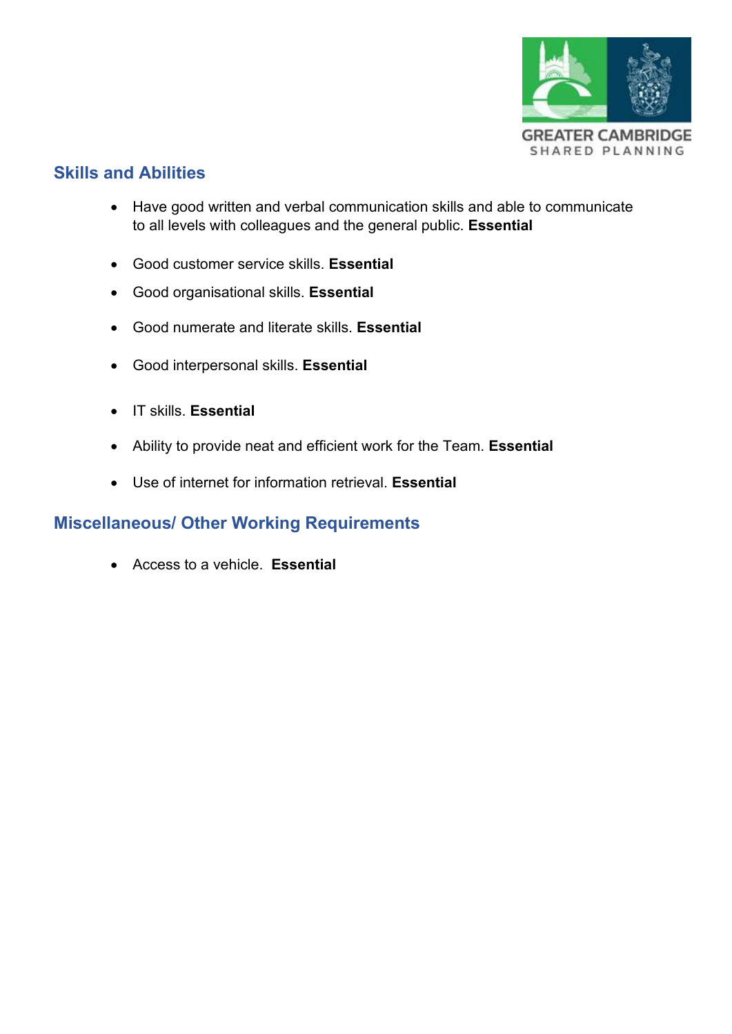## Skills and Abilities

- Have good written and verbal communication skills and able to communicate to all levels with colleagues and the general public. **Essential**
- Good customer service skills. **Essential**
- Good organisational skills. **Essential**
- Good numerate and literate skills. **Essential**
- Good interpersonal skills. **Essential**
- IT skills. **Essential**
- Ability to provide neat and efficient work for the Team. **Essential**
- Use of internet for information retrieval. **Essential**

## Miscellaneous/ Other Working Requirements

- Access to a vehicle. **Essential**